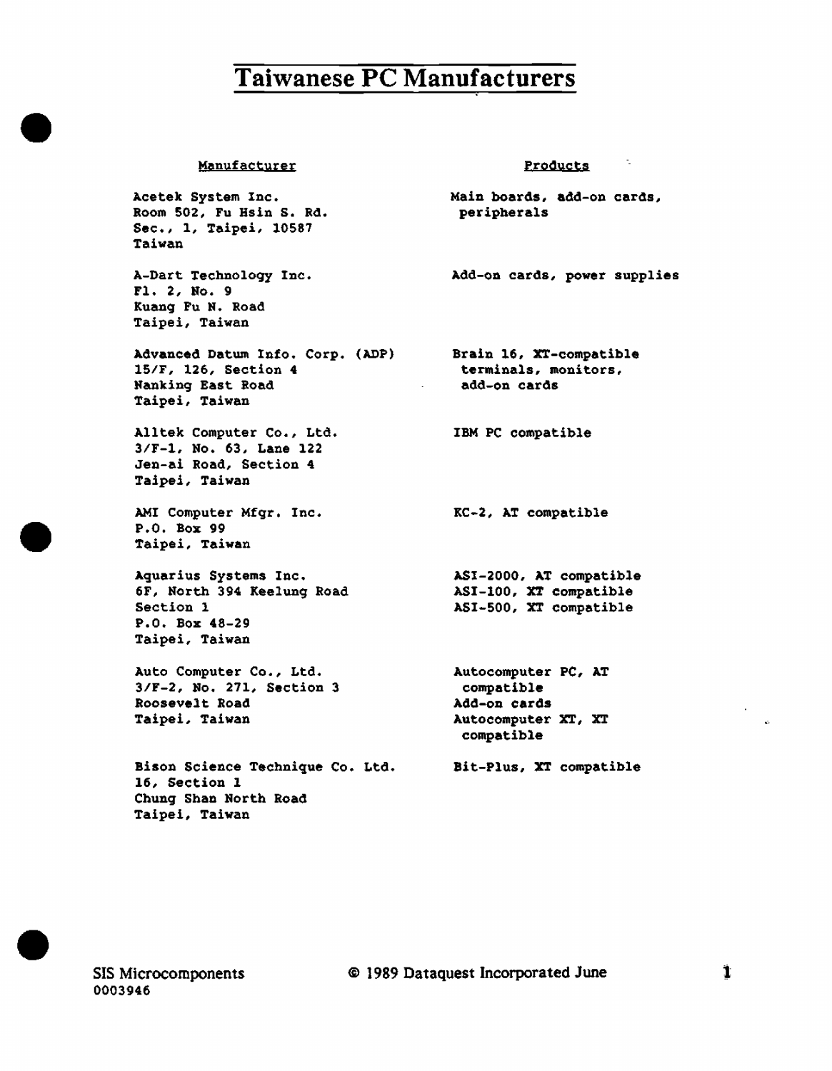# Taiwanese PC Manufacturers

| Manufacturer | Products |
|---|---|
| Acetek System Inc.<br>Room 502, Fu Hsin S. Rd.<br>Sec., 1, Taipei, 10587<br>Taiwan | Main boards, add-on cards, peripherals |
| A-Dart Technology Inc.<br>Fl. 2, No. 9<br>Kuang Fu N. Road<br>Taipei, Taiwan | Add-on cards, power supplies |
| Advanced Datum Info. Corp. (ADP)<br>15/F, 126, Section 4<br>Nanking East Road<br>Taipei, Taiwan | Brain 16, XT-compatible terminals, monitors, add-on cards |
| Alltek Computer Co., Ltd.<br>3/F-1, No. 63, Lane 122<br>Jen-ai Road, Section 4<br>Taipei, Taiwan | IBM PC compatible |
| AMI Computer Mfgr. Inc.<br>P.O. Box 99<br>Taipei, Taiwan | KC-2, AT compatible |
| Aquarius Systems Inc.<br>6F, North 394 Keelung Road<br>Section 1<br>P.O. Box 48-29<br>Taipei, Taiwan | ASI-2000, AT compatible<br>ASI-100, XT compatible<br>ASI-500, XT compatible |
| Auto Computer Co., Ltd.<br>3/F-2, No. 271, Section 3<br>Roosevelt Road<br>Taipei, Taiwan | Autocomputer PC, AT compatible<br>Add-on cards<br>Autocomputer XT, XT compatible |
| Bison Science Technique Co. Ltd.<br>16, Section 1<br>Chung Shan North Road<br>Taipei, Taiwan | Bit-Plus, XT compatible |

SIS Microcomponents
0003946

© 1989 Dataquest Incorporated June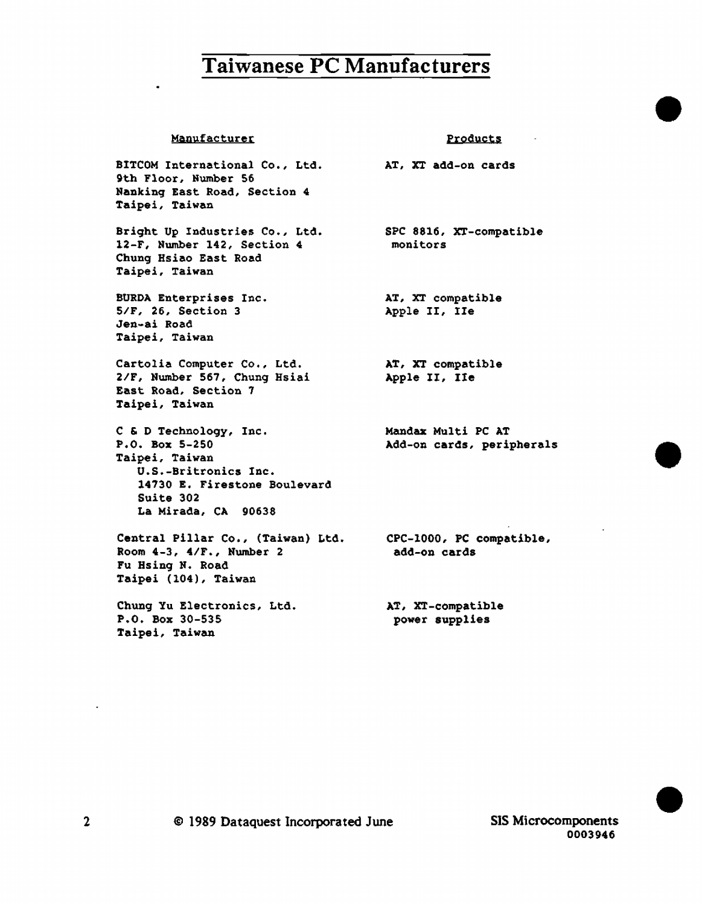# Taiwanese PC Manufacturers

| Manufacturer | Products |
| --- | --- |
| BITCOM International Co., Ltd.<br>9th Floor, Number 56<br>Nanking East Road, Section 4<br>Taipei, Taiwan | AT, XT add-on cards |
| Bright Up Industries Co., Ltd.<br>12-F, Number 142, Section 4<br>Chung Hsiao East Road<br>Taipei, Taiwan | SPC 8816, XT-compatible monitors |
| BURDA Enterprises Inc.<br>5/F, 26, Section 3<br>Jen-ai Road<br>Taipei, Taiwan | AT, XT compatible<br>Apple II, IIe |
| Cartolia Computer Co., Ltd.<br>2/F, Number 567, Chung Hsiai<br>East Road, Section 7<br>Taipei, Taiwan | AT, XT compatible<br>Apple II, IIe |
| C & D Technology, Inc.<br>P.O. Box 5-250<br>Taipei, Taiwan<br>U.S.-Britronics Inc.<br>14730 E. Firestone Boulevard<br>Suite 302<br>La Mirada, CA 90638 | Mandax Multi PC AT<br>Add-on cards, peripherals |
| Central Pillar Co., (Taiwan) Ltd.<br>Room 4-3, 4/F., Number 2<br>Fu Hsing N. Road<br>Taipei (104), Taiwan | CPC-1000, PC compatible, add-on cards |
| Chung Yu Electronics, Ltd.<br>P.O. Box 30-535<br>Taipei, Taiwan | AT, XT-compatible power supplies |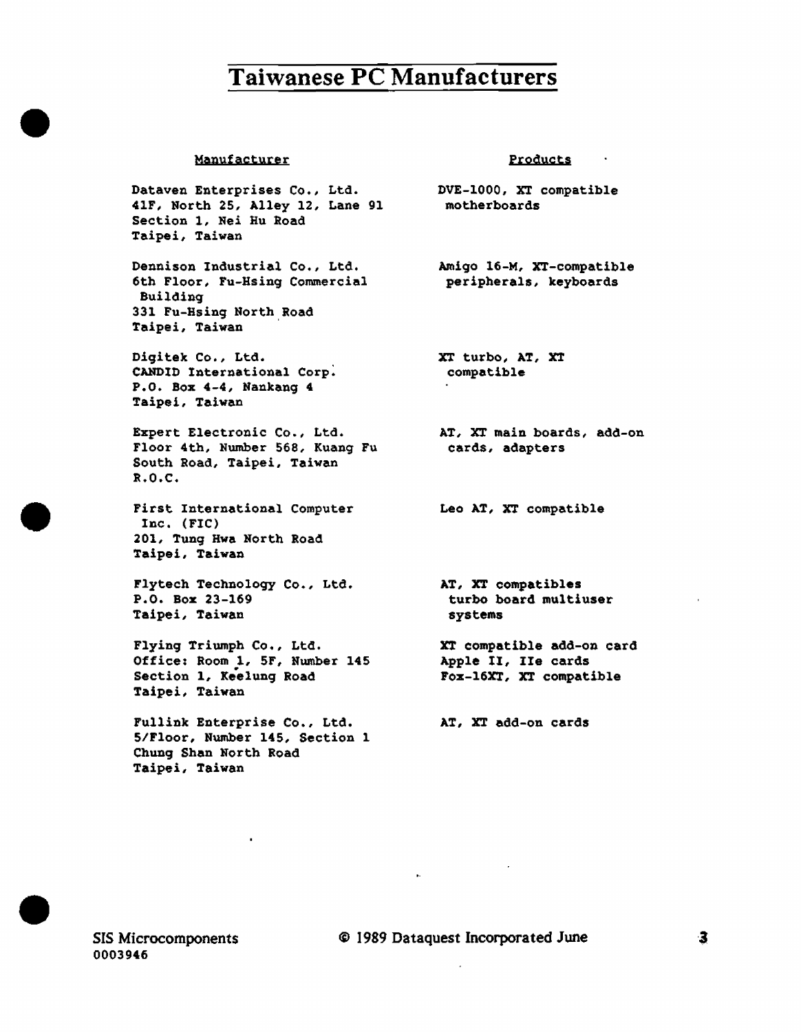# Taiwanese PC Manufacturers

| Manufacturer | Products |
|---|---|
| Dataven Enterprises Co., Ltd.<br>41F, North 25, Alley 12, Lane 91<br>Section 1, Nei Hu Road<br>Taipei, Taiwan | DVE-1000, XT compatible motherboards |
| Dennison Industrial Co., Ltd.<br>6th Floor, Fu-Hsing Commercial Building<br>331 Fu-Hsing North Road<br>Taipei, Taiwan | Amigo 16-M, XT-compatible peripherals, keyboards |
| Digitek Co., Ltd.<br>CANDID International Corp.<br>P.O. Box 4-4, Nankang 4<br>Taipei, Taiwan | XT turbo, AT, XT compatible |
| Expert Electronic Co., Ltd.<br>Floor 4th, Number 568, Kuang Fu South Road, Taipei, Taiwan<br>R.O.C. | AT, XT main boards, add-on cards, adapters |
| First International Computer Inc. (FIC)<br>201, Tung Hwa North Road<br>Taipei, Taiwan | Leo AT, XT compatible |
| Flytech Technology Co., Ltd.<br>P.O. Box 23-169<br>Taipei, Taiwan | AT, XT compatibles turbo board multiuser systems |
| Flying Triumph Co., Ltd.<br>Office: Room 1, 5F, Number 145<br>Section 1, Keelung Road<br>Taipei, Taiwan | XT compatible add-on card<br>Apple II, IIe cards<br>Fox-16XT, XT compatible |
| Fullink Enterprise Co., Ltd.<br>5/Floor, Number 145, Section 1<br>Chung Shan North Road<br>Taipei, Taiwan | AT, XT add-on cards |

SIS Microcomponents
0003946

© 1989 Dataquest Incorporated June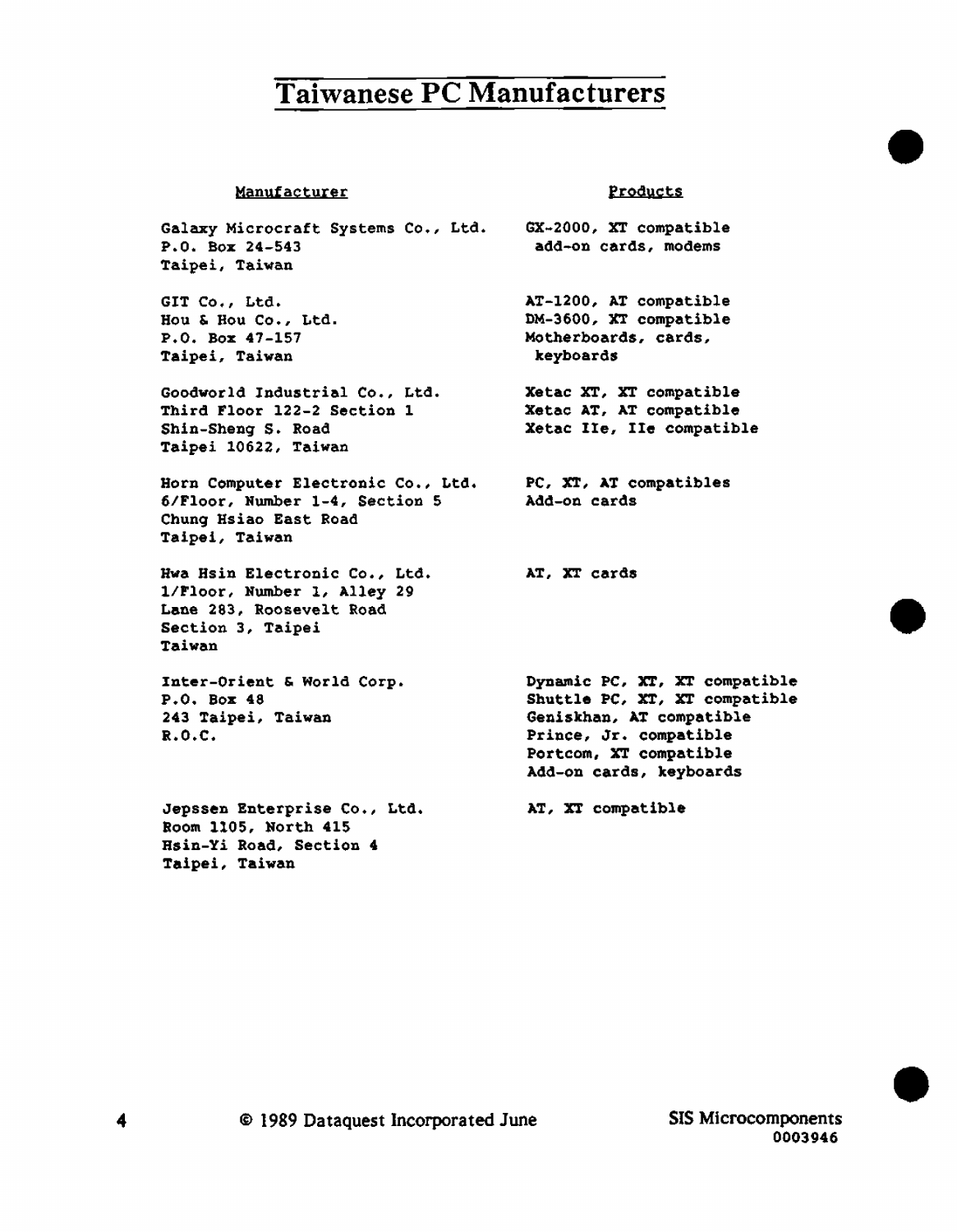# Taiwanese PC Manufacturers

| Manufacturer | Products |
|---|---|
| Galaxy Microcraft Systems Co., Ltd.<br>P.O. Box 24-543<br>Taipei, Taiwan | GX-2000, XT compatible<br>add-on cards, modems |
| GIT Co., Ltd.<br>Hou & Hou Co., Ltd.<br>P.O. Box 47-157<br>Taipei, Taiwan | AT-1200, AT compatible<br>DM-3600, XT compatible<br>Motherboards, cards, keyboards |
| Goodworld Industrial Co., Ltd.<br>Third Floor 122-2 Section 1<br>Shin-Sheng S. Road<br>Taipei 10622, Taiwan | Xetac XT, XT compatible<br>Xetac AT, AT compatible<br>Xetac IIe, IIe compatible |
| Horn Computer Electronic Co., Ltd.<br>6/Floor, Number 1-4, Section 5<br>Chung Hsiao East Road<br>Taipei, Taiwan | PC, XT, AT compatibles<br>Add-on cards |
| Hwa Hsin Electronic Co., Ltd.<br>1/Floor, Number 1, Alley 29<br>Lane 283, Roosevelt Road<br>Section 3, Taipei<br>Taiwan | AT, XT cards |
| Inter-Orient & World Corp.<br>P.O. Box 48<br>243 Taipei, Taiwan<br>R.O.C. | Dynamic PC, XT, XT compatible<br>Shuttle PC, XT, XT compatible<br>Geniskhan, AT compatible<br>Prince, Jr. compatible<br>Portcom, XT compatible<br>Add-on cards, keyboards |
| Jepssen Enterprise Co., Ltd.<br>Room 1105, North 415<br>Hsin-Yi Road, Section 4<br>Taipei, Taiwan | AT, XT compatible |

© 1989 Dataquest Incorporated June

SIS Microcomponents
0003946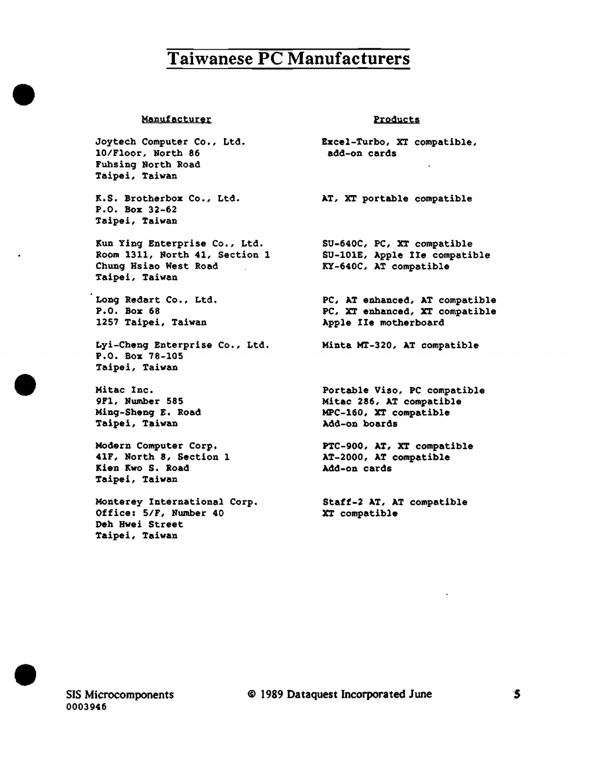# Taiwanese PC Manufacturers

| Manufacturer | Products |
|---|---|
| Joytech Computer Co., Ltd.<br>10/Floor, North 86<br>Fuhsing North Road<br>Taipei, Taiwan | Excel-Turbo, XT compatible,<br>add-on cards |
| K.S. Brotherbox Co., Ltd.<br>P.O. Box 32-62<br>Taipei, Taiwan | AT, XT portable compatible |
| Kun Ying Enterprise Co., Ltd.<br>Room 1311, North 41, Section 1<br>Chung Hsiao West Road<br>Taipei, Taiwan | SU-640C, PC, XT compatible<br>SU-101E, Apple IIe compatible<br>KY-640C, AT compatible |
| Long Redart Co., Ltd.<br>P.O. Box 68<br>1257 Taipei, Taiwan | PC, AT enhanced, AT compatible<br>PC, XT enhanced, XT compatible<br>Apple IIe motherboard |
| Lyi-Cheng Enterprise Co., Ltd.<br>P.O. Box 78-105<br>Taipei, Taiwan | Minta MT-320, AT compatible |
| Mitac Inc.<br>9Fl, Number 585<br>Ming-Sheng E. Road<br>Taipei, Taiwan | Portable Viso, PC compatible<br>Mitac 286, AT compatible<br>MPC-160, XT compatible<br>Add-on boards |
| Modern Computer Corp.<br>41F, North 8, Section 1<br>Kien Kwo S. Road<br>Taipei, Taiwan | PTC-900, AT, XT compatible<br>AT-2000, AT compatible<br>Add-on cards |
| Monterey International Corp.<br>Office: 5/F, Number 40<br>Deh Hwei Street<br>Taipei, Taiwan | Staff-2 AT, AT compatible<br>XT compatible |

SIS Microcomponents © 1989 Dataquest Incorporated June
0003946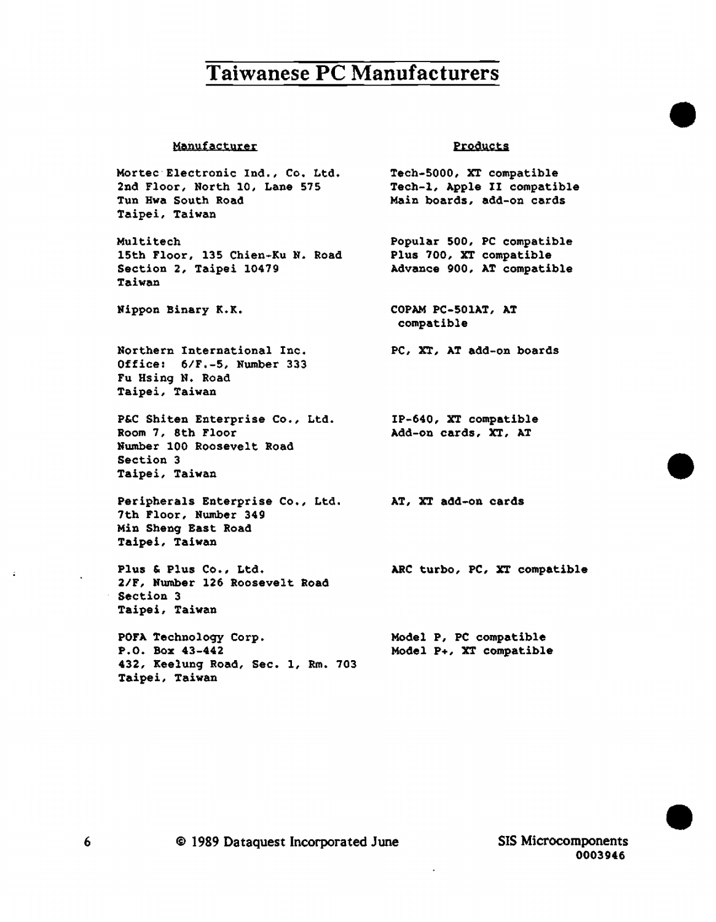# Taiwanese PC Manufacturers

| Manufacturer | Products |
|---|---|
| Mortec Electronic Ind., Co. Ltd.<br>2nd Floor, North 10, Lane 575<br>Tun Hwa South Road<br>Taipei, Taiwan | Tech-5000, XT compatible<br>Tech-1, Apple II compatible<br>Main boards, add-on cards |
| Multitech<br>15th Floor, 135 Chien-Ku N. Road<br>Section 2, Taipei 10479<br>Taiwan | Popular 500, PC compatible<br>Plus 700, XT compatible<br>Advance 900, AT compatible |
| Nippon Binary K.K. | COPAM PC-501AT, AT compatible |
| Northern International Inc.<br>Office: 6/F.-5, Number 333<br>Fu Hsing N. Road<br>Taipei, Taiwan | PC, XT, AT add-on boards |
| P&C Shiten Enterprise Co., Ltd.<br>Room 7, 8th Floor<br>Number 100 Roosevelt Road<br>Section 3<br>Taipei, Taiwan | IP-640, XT compatible<br>Add-on cards, XT, AT |
| Peripherals Enterprise Co., Ltd.<br>7th Floor, Number 349<br>Min Sheng East Road<br>Taipei, Taiwan | AT, XT add-on cards |
| Plus & Plus Co., Ltd.<br>2/F, Number 126 Roosevelt Road<br>Section 3<br>Taipei, Taiwan | ARC turbo, PC, XT compatible |
| POFA Technology Corp.<br>P.O. Box 43-442<br>432, Keelung Road, Sec. 1, Rm. 703<br>Taipei, Taiwan | Model P, PC compatible<br>Model P+, XT compatible |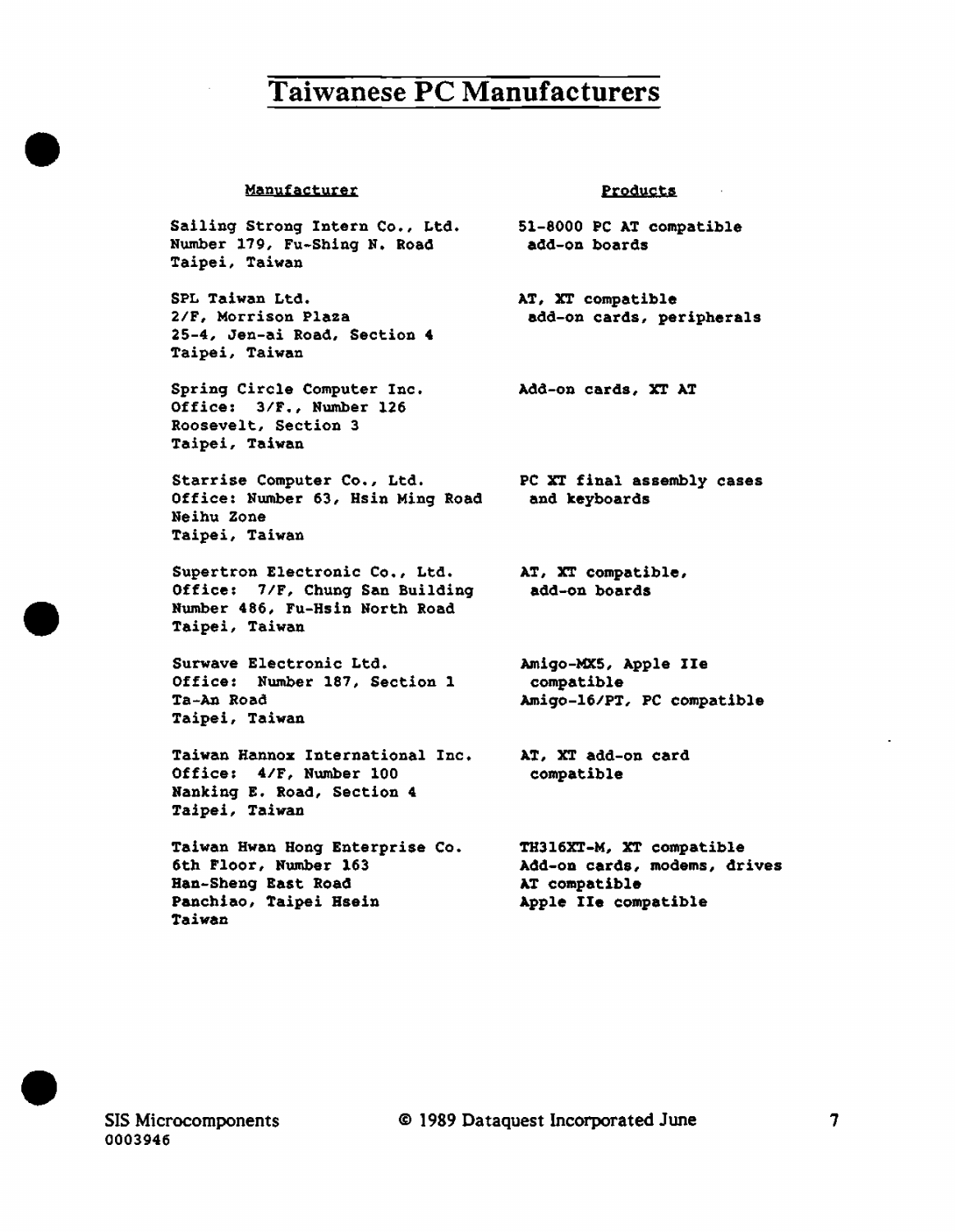# Taiwanese PC Manufacturers

| Manufacturer | Products |
|---|---|
| Sailing Strong Intern Co., Ltd.<br>Number 179, Fu-Shing N. Road<br>Taipei, Taiwan | 51-8000 PC AT compatible add-on boards |
| SPL Taiwan Ltd.<br>2/F, Morrison Plaza<br>25-4, Jen-ai Road, Section 4<br>Taipei, Taiwan | AT, XT compatible add-on cards, peripherals |
| Spring Circle Computer Inc.<br>Office: 3/F., Number 126<br>Roosevelt, Section 3<br>Taipei, Taiwan | Add-on cards, XT AT |
| Starrise Computer Co., Ltd.<br>Office: Number 63, Hsin Ming Road<br>Neihu Zone<br>Taipei, Taiwan | PC XT final assembly cases and keyboards |
| Supertron Electronic Co., Ltd.<br>Office: 7/F, Chung San Building<br>Number 486, Fu-Hsin North Road<br>Taipei, Taiwan | AT, XT compatible, add-on boards |
| Surwave Electronic Ltd.<br>Office: Number 187, Section 1<br>Ta-An Road<br>Taipei, Taiwan | Amigo-MX5, Apple IIe compatible<br>Amigo-16/PT, PC compatible |
| Taiwan Hannox International Inc.<br>Office: 4/F, Number 100<br>Nanking E. Road, Section 4<br>Taipei, Taiwan | AT, XT add-on card compatible |
| Taiwan Hwan Hong Enterprise Co.<br>6th Floor, Number 163<br>Han-Sheng East Road<br>Panchiao, Taipei Hsein<br>Taiwan | TH316XT-M, XT compatible<br>Add-on cards, modems, drives<br>AT compatible<br>Apple IIe compatible |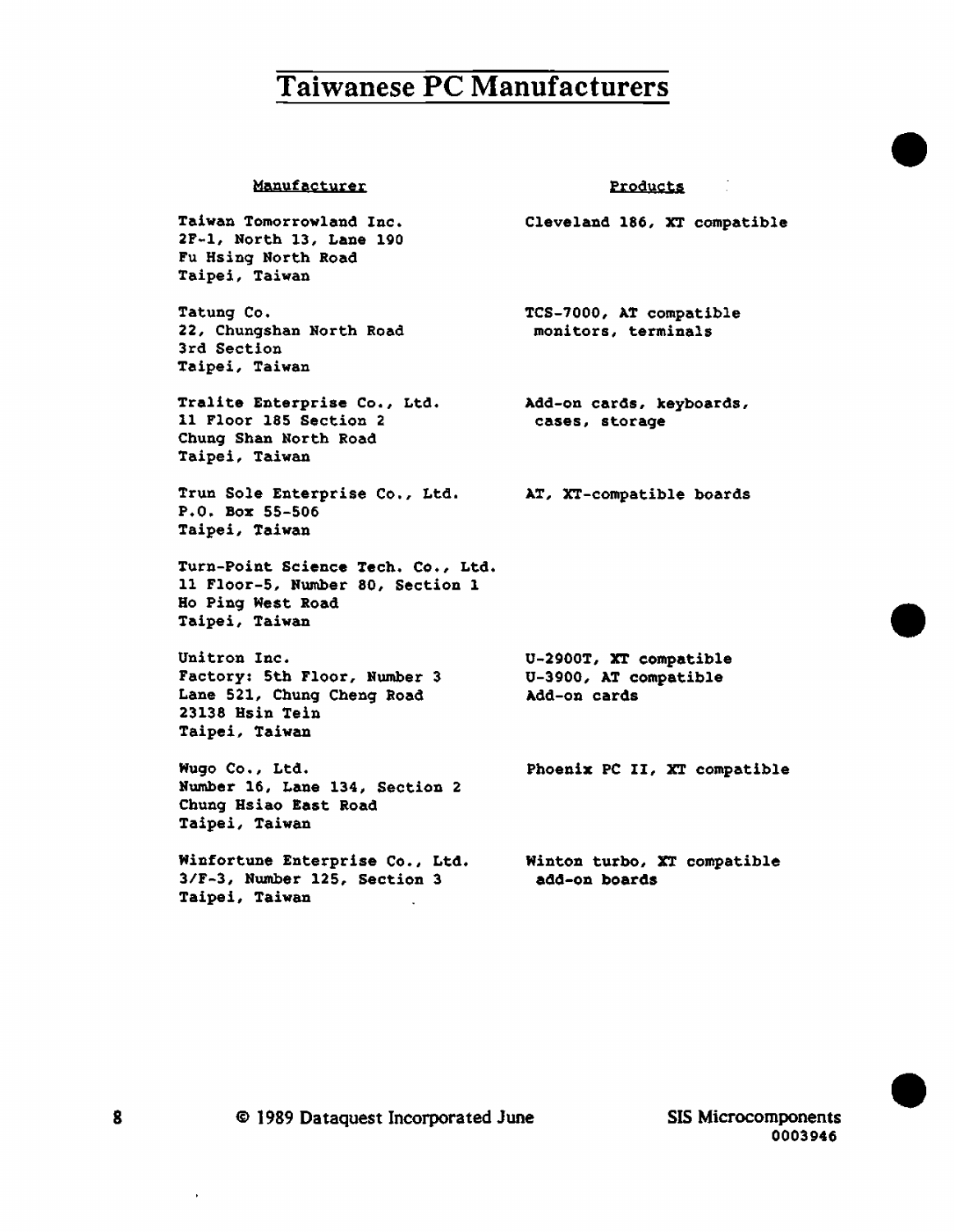# Taiwanese PC Manufacturers

| Manufacturer | Products |
|---|---|
| Taiwan Tomorrowland Inc.<br>2F-1, North 13, Lane 190<br>Fu Hsing North Road<br>Taipei, Taiwan | Cleveland 186, XT compatible |
| Tatung Co.<br>22, Chungshan North Road<br>3rd Section<br>Taipei, Taiwan | TCS-7000, AT compatible monitors, terminals |
| Tralite Enterprise Co., Ltd.<br>11 Floor 185 Section 2<br>Chung Shan North Road<br>Taipei, Taiwan | Add-on cards, keyboards, cases, storage |
| Trun Sole Enterprise Co., Ltd.<br>P.O. Box 55-506<br>Taipei, Taiwan | AT, XT-compatible boards |
| Turn-Point Science Tech. Co., Ltd.<br>11 Floor-5, Number 80, Section 1<br>Ho Ping West Road<br>Taipei, Taiwan | |
| Unitron Inc.<br>Factory: 5th Floor, Number 3<br>Lane 521, Chung Cheng Road<br>23138 Hsin Tein<br>Taipei, Taiwan | U-2900T, XT compatible<br>U-3900, AT compatible<br>Add-on cards |
| Wugo Co., Ltd.<br>Number 16, Lane 134, Section 2<br>Chung Hsiao East Road<br>Taipei, Taiwan | Phoenix PC II, XT compatible |
| Winfortune Enterprise Co., Ltd.<br>3/F-3, Number 125, Section 3<br>Taipei, Taiwan | Winton turbo, XT compatible add-on boards |

© 1989 Dataquest Incorporated June

SIS Microcomponents
0003946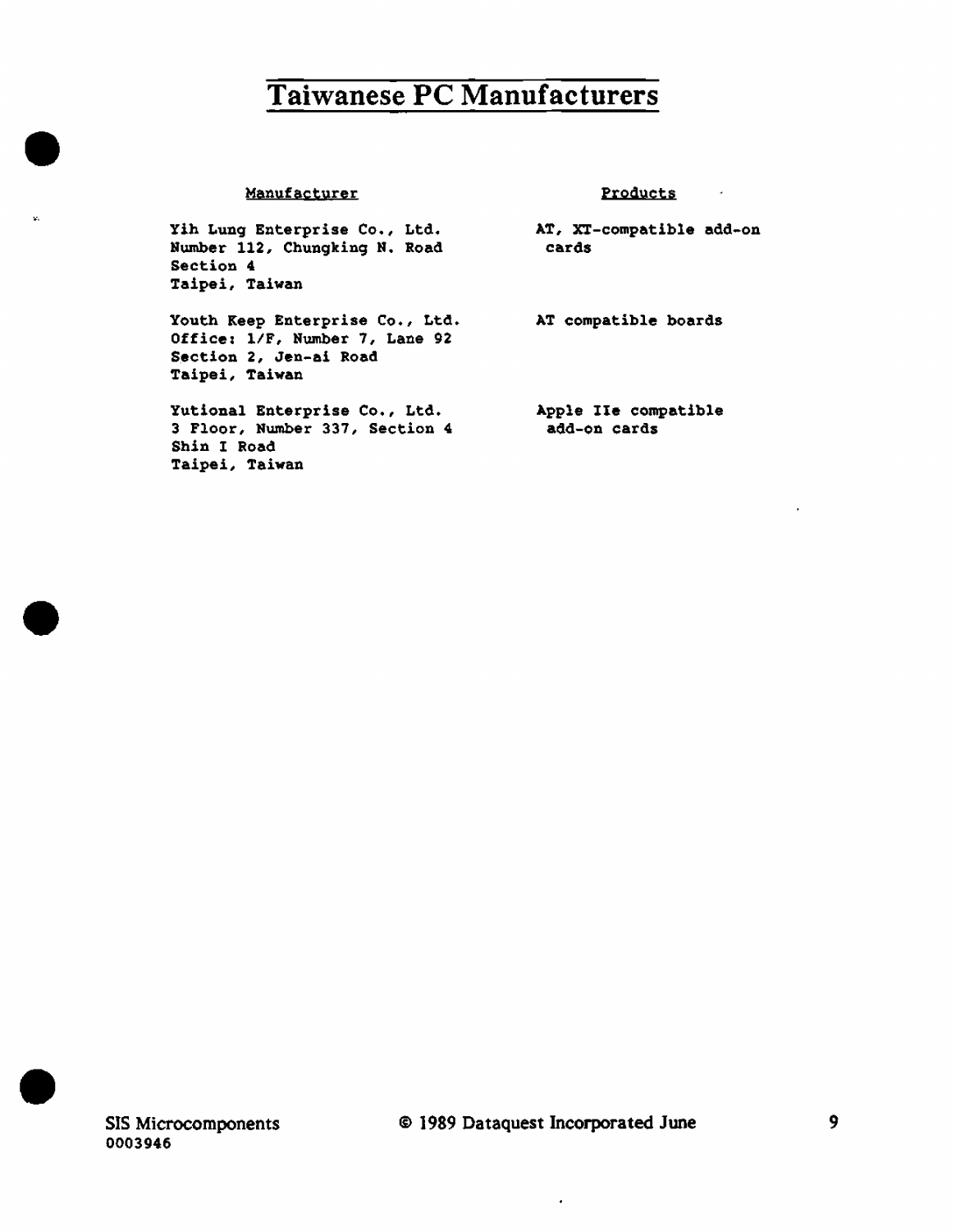# Taiwanese PC Manufacturers

| Manufacturer | Products |
|---|---|
| Yih Lung Enterprise Co., Ltd.<br>Number 112, Chungking N. Road<br>Section 4<br>Taipei, Taiwan | AT, XT-compatible add-on cards |
| Youth Keep Enterprise Co., Ltd.<br>Office: 1/F, Number 7, Lane 92<br>Section 2, Jen-ai Road<br>Taipei, Taiwan | AT compatible boards |
| Yutional Enterprise Co., Ltd.<br>3 Floor, Number 337, Section 4<br>Shin I Road<br>Taipei, Taiwan | Apple IIe compatible add-on cards |